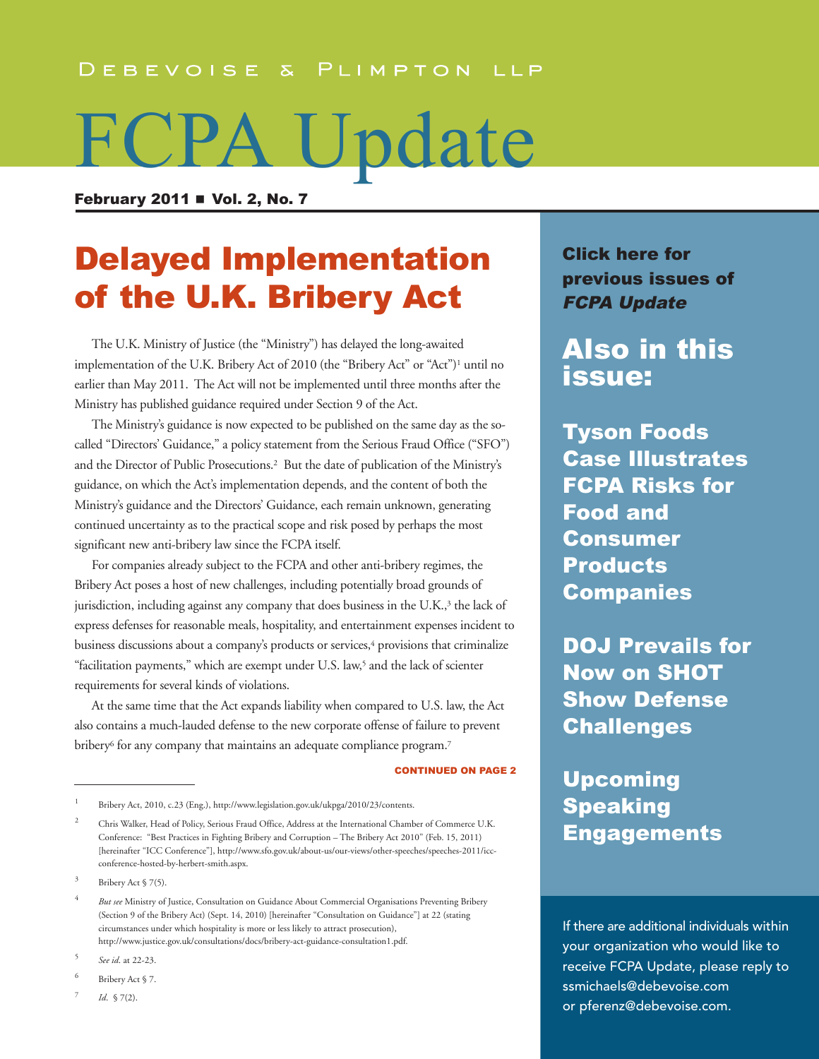Debevoise & Plimpton LLP

# FCPA Update

**February 2011 ■ Vol. 2, No. 7**

## Delayed Implementation of the U.K. Bribery Act

The U.K. Ministry of Justice (the "Ministry") has delayed the long-awaited implementation of the U.K. Bribery Act of 2010 (the "Bribery Act" or "Act")[1] until no earlier than May 2011. The Act will not be implemented until three months after the Ministry has published guidance required under Section 9 of the Act.

The Ministry's guidance is now expected to be published on the same day as the so-called "Directors' Guidance," a policy statement from the Serious Fraud Office ("SFO") and the Director of Public Prosecutions.[2] But the date of publication of the Ministry's guidance, on which the Act's implementation depends, and the content of both the Ministry's guidance and the Directors' Guidance, each remain unknown, generating continued uncertainty as to the practical scope and risk posed by perhaps the most significant new anti-bribery law since the FCPA itself.

For companies already subject to the FCPA and other anti-bribery regimes, the Bribery Act poses a host of new challenges, including potentially broad grounds of jurisdiction, including against any company that does business in the U.K.,[3] the lack of express defenses for reasonable meals, hospitality, and entertainment expenses incident to business discussions about a company's products or services,[4] provisions that criminalize "facilitation payments," which are exempt under U.S. law,[5] and the lack of scienter requirements for several kinds of violations.

At the same time that the Act expands liability when compared to U.S. law, the Act also contains a much-lauded defense to the new corporate offense of failure to prevent bribery[6] for any company that maintains an adequate compliance program.[7]

**CONTINUED ON PAGE 2**

**Click here for previous issues of *FCPA Update***

## Also in this issue:

**Tyson Foods Case Illustrates FCPA Risks for Food and Consumer Products Companies**

**DOJ Prevails for Now on SHOT Show Defense Challenges**

**Upcoming Speaking Engagements**

If there are additional individuals within your organization who would like to receive FCPA Update, please reply to ssmichaels@debevoise.com or pferenz@debevoise.com.

---

1 Bribery Act, 2010, c.23 (Eng.), http://www.legislation.gov.uk/ukpga/2010/23/contents.

2 Chris Walker, Head of Policy, Serious Fraud Office, Address at the International Chamber of Commerce U.K. Conference: "Best Practices in Fighting Bribery and Corruption – The Bribery Act 2010" (Feb. 15, 2011) [hereinafter "ICC Conference"], http://www.sfo.gov.uk/about-us/our-views/other-speeches/speeches-2011/icc-conference-hosted-by-herbert-smith.aspx.

3 Bribery Act § 7(5).

4 *But see* Ministry of Justice, Consultation on Guidance About Commercial Organisations Preventing Bribery (Section 9 of the Bribery Act) (Sept. 14, 2010) [hereinafter "Consultation on Guidance"] at 22 (stating circumstances under which hospitality is more or less likely to attract prosecution), http://www.justice.gov.uk/consultations/docs/bribery-act-guidance-consultation1.pdf.

5 *See id.* at 22-23.

6 Bribery Act § 7.

7 *Id.* § 7(2).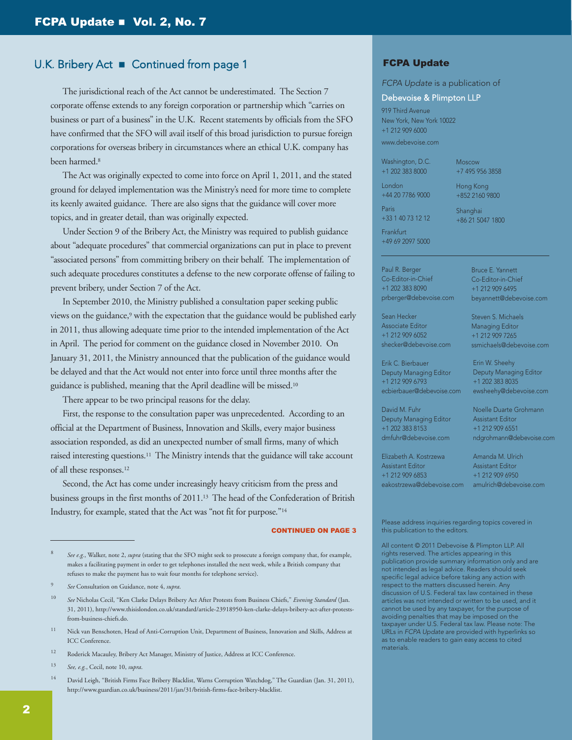## U.K. Bribery Act ■ Continued from page 1

The jurisdictional reach of the Act cannot be underestimated. The Section 7 corporate offense extends to any foreign corporation or partnership which "carries on business or part of a business" in the U.K. Recent statements by officials from the SFO have confirmed that the SFO will avail itself of this broad jurisdiction to pursue foreign corporations for overseas bribery in circumstances where an ethical U.K. company has been harmed.[8]

The Act was originally expected to come into force on April 1, 2011, and the stated ground for delayed implementation was the Ministry's need for more time to complete its keenly awaited guidance. There are also signs that the guidance will cover more topics, and in greater detail, than was originally expected.

Under Section 9 of the Bribery Act, the Ministry was required to publish guidance about "adequate procedures" that commercial organizations can put in place to prevent "associated persons" from committing bribery on their behalf. The implementation of such adequate procedures constitutes a defense to the new corporate offense of failing to prevent bribery, under Section 7 of the Act.

In September 2010, the Ministry published a consultation paper seeking public views on the guidance,[9] with the expectation that the guidance would be published early in 2011, thus allowing adequate time prior to the intended implementation of the Act in April. The period for comment on the guidance closed in November 2010. On January 31, 2011, the Ministry announced that the publication of the guidance would be delayed and that the Act would not enter into force until three months after the guidance is published, meaning that the April deadline will be missed.[10]

There appear to be two principal reasons for the delay.

First, the response to the consultation paper was unprecedented. According to an official at the Department of Business, Innovation and Skills, every major business association responded, as did an unexpected number of small firms, many of which raised interesting questions.[11] The Ministry intends that the guidance will take account of all these responses.[12]

Second, the Act has come under increasingly heavy criticism from the press and business groups in the first months of 2011.[13] The head of the Confederation of British Industry, for example, stated that the Act was "not fit for purpose."[14]

**CONTINUED ON PAGE 3**

---

8 *See e.g.*, Walker, note 2, *supra* (stating that the SFO might seek to prosecute a foreign company that, for example, makes a facilitating payment in order to get telephones installed the next week, while a British company that refuses to make the payment has to wait four months for telephone service).

9 *See* Consultation on Guidance, note 4, *supra*.

10 *See* Nicholas Cecil, "Ken Clarke Delays Bribery Act After Protests from Business Chiefs," *Evening Standard* (Jan. 31, 2011), http://www.thisislondon.co.uk/standard/article-23918950-ken-clarke-delays-bribery-act-after-protests-from-business-chiefs.do.

11 Nick van Benschoten, Head of Anti-Corruption Unit, Department of Business, Innovation and Skills, Address at ICC Conference.

12 Roderick Macauley, Bribery Act Manager, Ministry of Justice, Address at ICC Conference.

13 *See, e.g.*, Cecil, note 10, *supra*.

14 David Leigh, "British Firms Face Bribery Blacklist, Warns Corruption Watchdog," The Guardian (Jan. 31, 2011), http://www.guardian.co.uk/business/2011/jan/31/british-firms-face-bribery-blacklist.

---

### FCPA Update

*FCPA Update* is a publication of

Debevoise & Plimpton LLP

919 Third Avenue
New York, New York 10022
+1 212 909 6000
www.debevoise.com

Washington, D.C.
+1 202 383 8000

London
+44 20 7786 9000

Paris
+33 1 40 73 12 12

Frankfurt
+49 69 2097 5000

Moscow
+7 495 956 3858

Hong Kong
+852 2160 9800

Shanghai
+86 21 5047 1800

Paul R. Berger
Co-Editor-in-Chief
+1 202 383 8090
prberger@debevoise.com

Bruce E. Yannett
Co-Editor-in-Chief
+1 212 909 6495
beyannett@debevoise.com

Sean Hecker
Associate Editor
+1 212 909 6052
shecker@debevoise.com

Steven S. Michaels
Managing Editor
+1 212 909 7265
ssmichaels@debevoise.com

Erik C. Bierbauer
Deputy Managing Editor
+1 212 909 6793
ecbierbauer@debevoise.com

Erin W. Sheehy
Deputy Managing Editor
+1 202 383 8035
ewsheehy@debevoise.com

David M. Fuhr
Deputy Managing Editor
+1 202 383 8153
dmfuhr@debevoise.com

Noelle Duarte Grohmann
Assistant Editor
+1 212 909 6551
ndgrohmann@debevoise.com

Elizabeth A. Kostrzewa
Assistant Editor
+1 212 909 6853
eakostrzewa@debevoise.com

Amanda M. Ulrich
Assistant Editor
+1 212 909 6950
amulrich@debevoise.com

Please address inquiries regarding topics covered in this publication to the editors.

All content © 2011 Debevoise & Plimpton LLP. All rights reserved. The articles appearing in this publication provide summary information only and are not intended as legal advice. Readers should seek specific legal advice before taking any action with respect to the matters discussed herein. Any discussion of U.S. Federal tax law contained in these articles was not intended or written to be used, and it cannot be used by any taxpayer, for the purpose of avoiding penalties that may be imposed on the taxpayer under U.S. Federal tax law. Please note: The URLs in *FCPA Update* are provided with hyperlinks so as to enable readers to gain easy access to cited materials.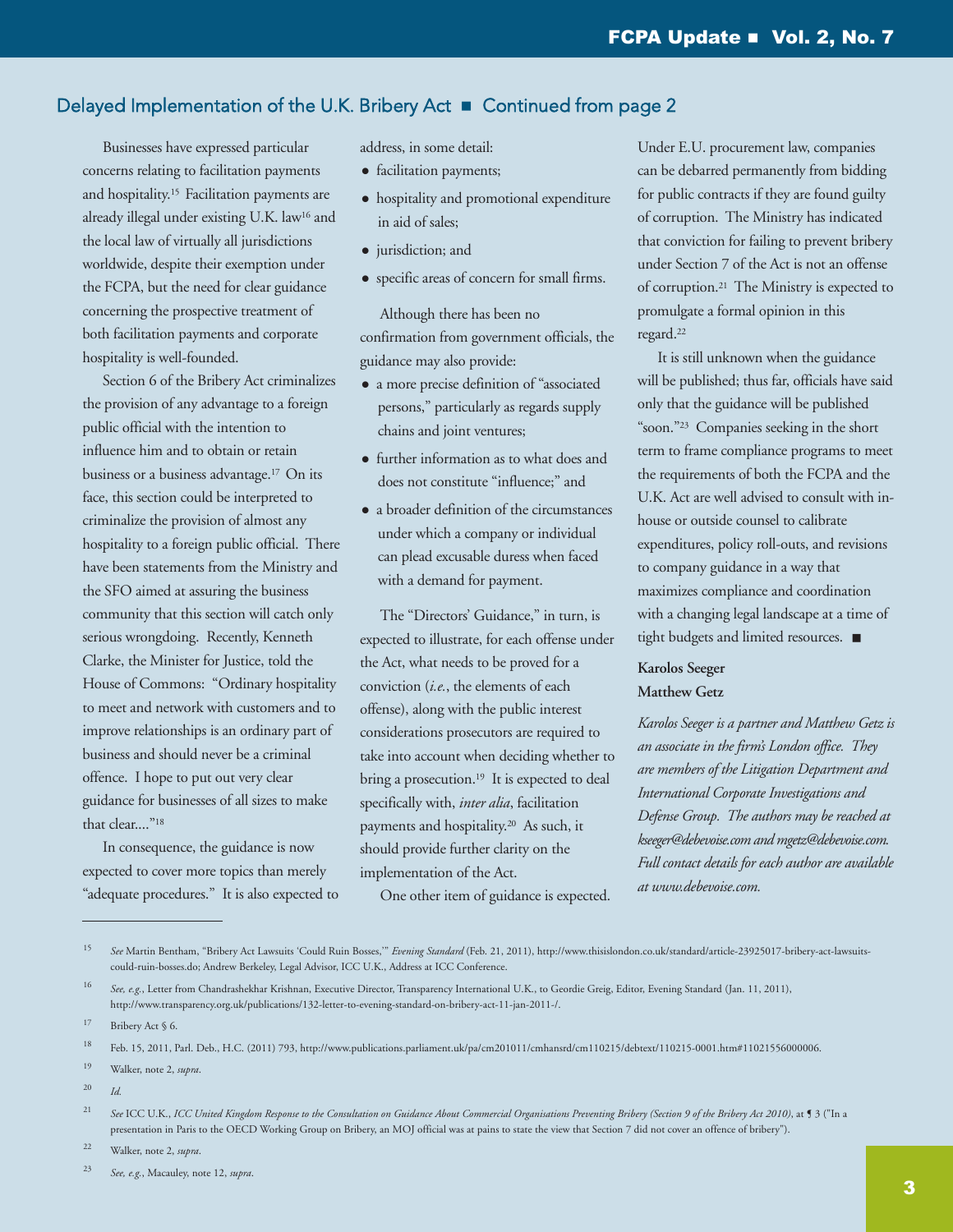## Delayed Implementation of the U.K. Bribery Act ■ Continued from page 2

Businesses have expressed particular concerns relating to facilitation payments and hospitality.[15] Facilitation payments are already illegal under existing U.K. law[16] and the local law of virtually all jurisdictions worldwide, despite their exemption under the FCPA, but the need for clear guidance concerning the prospective treatment of both facilitation payments and corporate hospitality is well-founded.

Section 6 of the Bribery Act criminalizes the provision of any advantage to a foreign public official with the intention to influence him and to obtain or retain business or a business advantage.[17] On its face, this section could be interpreted to criminalize the provision of almost any hospitality to a foreign public official. There have been statements from the Ministry and the SFO aimed at assuring the business community that this section will catch only serious wrongdoing. Recently, Kenneth Clarke, the Minister for Justice, told the House of Commons: "Ordinary hospitality to meet and network with customers and to improve relationships is an ordinary part of business and should never be a criminal offence. I hope to put out very clear guidance for businesses of all sizes to make that clear...."[18]

In consequence, the guidance is now expected to cover more topics than merely "adequate procedures." It is also expected to address, in some detail:

- facilitation payments;
- hospitality and promotional expenditure in aid of sales;
- jurisdiction; and
- specific areas of concern for small firms.

Although there has been no confirmation from government officials, the guidance may also provide:

- a more precise definition of "associated persons," particularly as regards supply chains and joint ventures;
- further information as to what does and does not constitute "influence;" and
- a broader definition of the circumstances under which a company or individual can plead excusable duress when faced with a demand for payment.

The "Directors' Guidance," in turn, is expected to illustrate, for each offense under the Act, what needs to be proved for a conviction (*i.e.*, the elements of each offense), along with the public interest considerations prosecutors are required to take into account when deciding whether to bring a prosecution.[19] It is expected to deal specifically with, *inter alia*, facilitation payments and hospitality.[20] As such, it should provide further clarity on the implementation of the Act.

One other item of guidance is expected. Under E.U. procurement law, companies can be debarred permanently from bidding for public contracts if they are found guilty of corruption. The Ministry has indicated that conviction for failing to prevent bribery under Section 7 of the Act is not an offense of corruption.[21] The Ministry is expected to promulgate a formal opinion in this regard.[22]

It is still unknown when the guidance will be published; thus far, officials have said only that the guidance will be published "soon."[23] Companies seeking in the short term to frame compliance programs to meet the requirements of both the FCPA and the U.K. Act are well advised to consult with in-house or outside counsel to calibrate expenditures, policy roll-outs, and revisions to company guidance in a way that maximizes compliance and coordination with a changing legal landscape at a time of tight budgets and limited resources. ■

**Karolos Seeger**
**Matthew Getz**

*Karolos Seeger is a partner and Matthew Getz is an associate in the firm's London office. They are members of the Litigation Department and International Corporate Investigations and Defense Group. The authors may be reached at kseeger@debevoise.com and mgetz@debevoise.com. Full contact details for each author are available at www.debevoise.com.*

---

15 *See* Martin Bentham, "Bribery Act Lawsuits 'Could Ruin Bosses,'" *Evening Standard* (Feb. 21, 2011), http://www.thisislondon.co.uk/standard/article-23925017-bribery-act-lawsuits-could-ruin-bosses.do; Andrew Berkeley, Legal Advisor, ICC U.K., Address at ICC Conference.

16 *See, e.g.*, Letter from Chandrashekhar Krishnan, Executive Director, Transparency International U.K., to Geordie Greig, Editor, Evening Standard (Jan. 11, 2011), http://www.transparency.org.uk/publications/132-letter-to-evening-standard-on-bribery-act-11-jan-2011-/.

17 Bribery Act § 6.

18 Feb. 15, 2011, Parl. Deb., H.C. (2011) 793, http://www.publications.parliament.uk/pa/cm201011/cmhansrd/cm110215/debtext/110215-0001.htm#11021556000006.

19 Walker, note 2, *supra*.

20 *Id.*

21 *See* ICC U.K., *ICC United Kingdom Response to the Consultation on Guidance About Commercial Organisations Preventing Bribery (Section 9 of the Bribery Act 2010)*, at ¶ 3 ("In a presentation in Paris to the OECD Working Group on Bribery, an MOJ official was at pains to state the view that Section 7 did not cover an offence of bribery").

22 Walker, note 2, *supra*.

23 *See, e.g.*, Macauley, note 12, *supra*.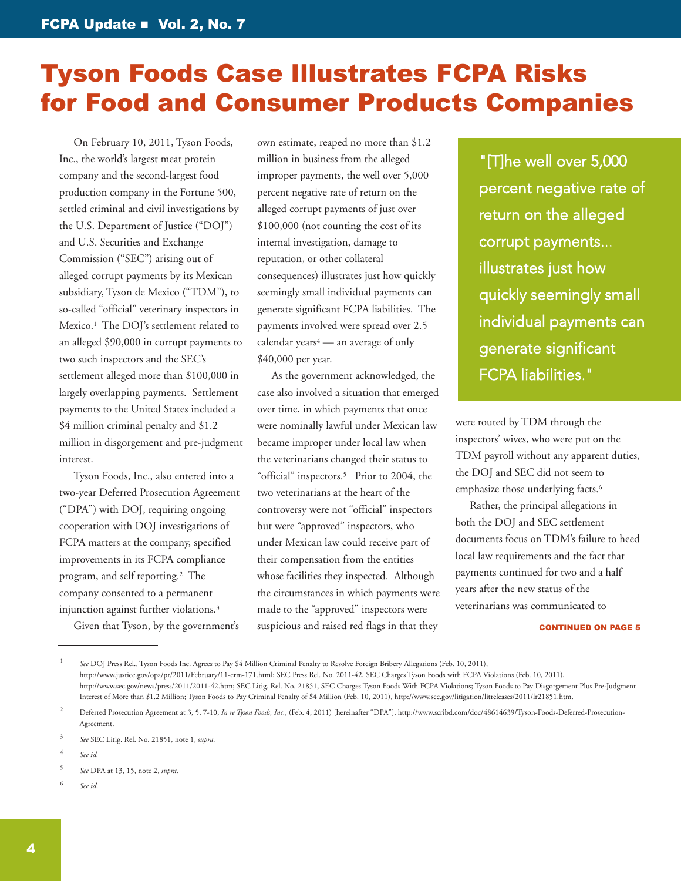# Tyson Foods Case Illustrates FCPA Risks for Food and Consumer Products Companies

On February 10, 2011, Tyson Foods, Inc., the world's largest meat protein company and the second-largest food production company in the Fortune 500, settled criminal and civil investigations by the U.S. Department of Justice ("DOJ") and U.S. Securities and Exchange Commission ("SEC") arising out of alleged corrupt payments by its Mexican subsidiary, Tyson de Mexico ("TDM"), to so-called "official" veterinary inspectors in Mexico.[1] The DOJ's settlement related to an alleged $90,000 in corrupt payments to two such inspectors and the SEC's settlement alleged more than $100,000 in largely overlapping payments. Settlement payments to the United States included a $4 million criminal penalty and $1.2 million in disgorgement and pre-judgment interest.

Tyson Foods, Inc., also entered into a two-year Deferred Prosecution Agreement ("DPA") with DOJ, requiring ongoing cooperation with DOJ investigations of FCPA matters at the company, specified improvements in its FCPA compliance program, and self reporting.[2] The company consented to a permanent injunction against further violations.[3]

Given that Tyson, by the government's own estimate, reaped no more than $1.2 million in business from the alleged improper payments, the well over 5,000 percent negative rate of return on the alleged corrupt payments of just over $100,000 (not counting the cost of its internal investigation, damage to reputation, or other collateral consequences) illustrates just how quickly seemingly small individual payments can generate significant FCPA liabilities. The payments involved were spread over 2.5 calendar years[4] — an average of only $40,000 per year.

As the government acknowledged, the case also involved a situation that emerged over time, in which payments that once were nominally lawful under Mexican law became improper under local law when the veterinarians changed their status to "official" inspectors.[5] Prior to 2004, the two veterinarians at the heart of the controversy were not "official" inspectors but were "approved" inspectors, who under Mexican law could receive part of their compensation from the entities whose facilities they inspected. Although the circumstances in which payments were made to the "approved" inspectors were suspicious and raised red flags in that they were routed by TDM through the inspectors' wives, who were put on the TDM payroll without any apparent duties, the DOJ and SEC did not seem to emphasize those underlying facts.[6]

> "[T]he well over 5,000 percent negative rate of return on the alleged corrupt payments... illustrates just how quickly seemingly small individual payments can generate significant FCPA liabilities."

Rather, the principal allegations in both the DOJ and SEC settlement documents focus on TDM's failure to heed local law requirements and the fact that payments continued for two and a half years after the new status of the veterinarians was communicated to

**CONTINUED ON PAGE 5**

---

[1] *See* DOJ Press Rel., Tyson Foods Inc. Agrees to Pay $4 Million Criminal Penalty to Resolve Foreign Bribery Allegations (Feb. 10, 2011), http://www.justice.gov/opa/pr/2011/February/11-crm-171.html; SEC Press Rel. No. 2011-42, SEC Charges Tyson Foods with FCPA Violations (Feb. 10, 2011), http://www.sec.gov/news/press/2011/2011-42.htm; SEC Litig. Rel. No. 21851, SEC Charges Tyson Foods With FCPA Violations; Tyson Foods to Pay Disgorgement Plus Pre-Judgment Interest of More than $1.2 Million; Tyson Foods to Pay Criminal Penalty of $4 Million (Feb. 10, 2011), http://www.sec.gov/litigation/litreleases/2011/lr21851.htm.

[2] Deferred Prosecution Agreement at 3, 5, 7-10, *In re Tyson Foods, Inc.*, (Feb. 4, 2011) [hereinafter "DPA"], http://www.scribd.com/doc/48614639/Tyson-Foods-Deferred-Prosecution-Agreement.

[3] *See* SEC Litig. Rel. No. 21851, note 1, *supra*.

[4] *See id.*

[5] *See* DPA at 13, 15, note 2, *supra*.

[6] *See id.*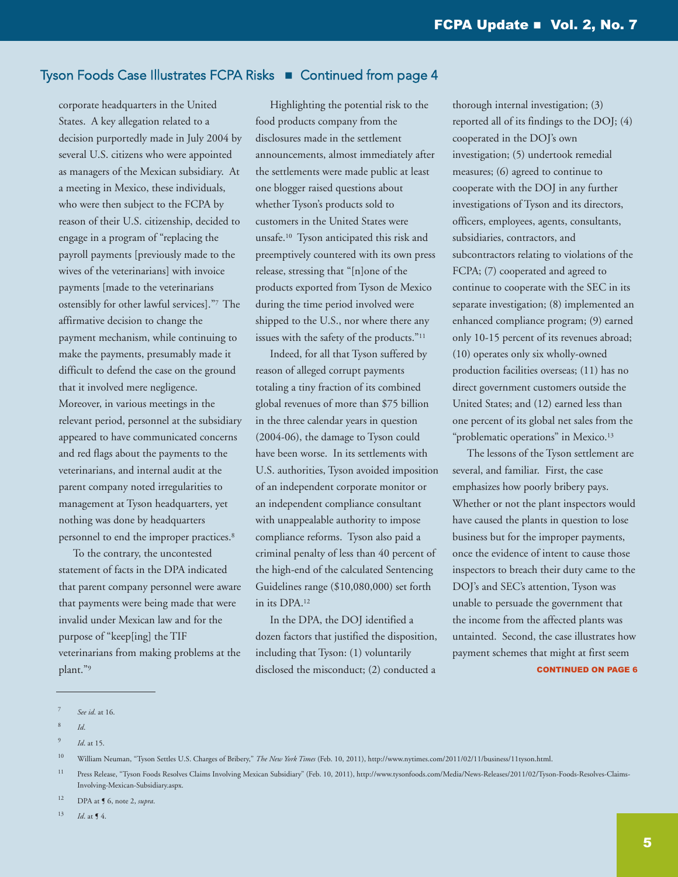## Tyson Foods Case Illustrates FCPA Risks ■ Continued from page 4

corporate headquarters in the United States. A key allegation related to a decision purportedly made in July 2004 by several U.S. citizens who were appointed as managers of the Mexican subsidiary. At a meeting in Mexico, these individuals, who were then subject to the FCPA by reason of their U.S. citizenship, decided to engage in a program of "replacing the payroll payments [previously made to the wives of the veterinarians] with invoice payments [made to the veterinarians ostensibly for other lawful services]."[7] The affirmative decision to change the payment mechanism, while continuing to make the payments, presumably made it difficult to defend the case on the ground that it involved mere negligence. Moreover, in various meetings in the relevant period, personnel at the subsidiary appeared to have communicated concerns and red flags about the payments to the veterinarians, and internal audit at the parent company noted irregularities to management at Tyson headquarters, yet nothing was done by headquarters personnel to end the improper practices.[8]

To the contrary, the uncontested statement of facts in the DPA indicated that parent company personnel were aware that payments were being made that were invalid under Mexican law and for the purpose of "keep[ing] the TIF veterinarians from making problems at the plant."[9]

Highlighting the potential risk to the food products company from the disclosures made in the settlement announcements, almost immediately after the settlements were made public at least one blogger raised questions about whether Tyson's products sold to customers in the United States were unsafe.[10] Tyson anticipated this risk and preemptively countered with its own press release, stressing that "[n]one of the products exported from Tyson de Mexico during the time period involved were shipped to the U.S., nor where there any issues with the safety of the products."[11]

Indeed, for all that Tyson suffered by reason of alleged corrupt payments totaling a tiny fraction of its combined global revenues of more than $75 billion in the three calendar years in question (2004-06), the damage to Tyson could have been worse. In its settlements with U.S. authorities, Tyson avoided imposition of an independent corporate monitor or an independent compliance consultant with unappealable authority to impose compliance reforms. Tyson also paid a criminal penalty of less than 40 percent of the high-end of the calculated Sentencing Guidelines range ($10,080,000) set forth in its DPA.[12]

In the DPA, the DOJ identified a dozen factors that justified the disposition, including that Tyson: (1) voluntarily disclosed the misconduct; (2) conducted a thorough internal investigation; (3) reported all of its findings to the DOJ; (4) cooperated in the DOJ's own investigation; (5) undertook remedial measures; (6) agreed to continue to cooperate with the DOJ in any further investigations of Tyson and its directors, officers, employees, agents, consultants, subsidiaries, contractors, and subcontractors relating to violations of the FCPA; (7) cooperated and agreed to continue to cooperate with the SEC in its separate investigation; (8) implemented an enhanced compliance program; (9) earned only 10-15 percent of its revenues abroad; (10) operates only six wholly-owned production facilities overseas; (11) has no direct government customers outside the United States; and (12) earned less than one percent of its global net sales from the "problematic operations" in Mexico.[13]

The lessons of the Tyson settlement are several, and familiar. First, the case emphasizes how poorly bribery pays. Whether or not the plant inspectors would have caused the plants in question to lose business but for the improper payments, once the evidence of intent to cause those inspectors to breach their duty came to the DOJ's and SEC's attention, Tyson was unable to persuade the government that the income from the affected plants was untainted. Second, the case illustrates how payment schemes that might at first seem

**CONTINUED ON PAGE 6**

---

7 *See id*. at 16.

8 *Id*.

9 *Id*. at 15.

10 William Neuman, "Tyson Settles U.S. Charges of Bribery," *The New York Times* (Feb. 10, 2011), http://www.nytimes.com/2011/02/11/business/11tyson.html.

11 Press Release, "Tyson Foods Resolves Claims Involving Mexican Subsidiary" (Feb. 10, 2011), http://www.tysonfoods.com/Media/News-Releases/2011/02/Tyson-Foods-Resolves-Claims-Involving-Mexican-Subsidiary.aspx.

12 DPA at ¶ 6, note 2, *supra*.

13 *Id*. at ¶ 4.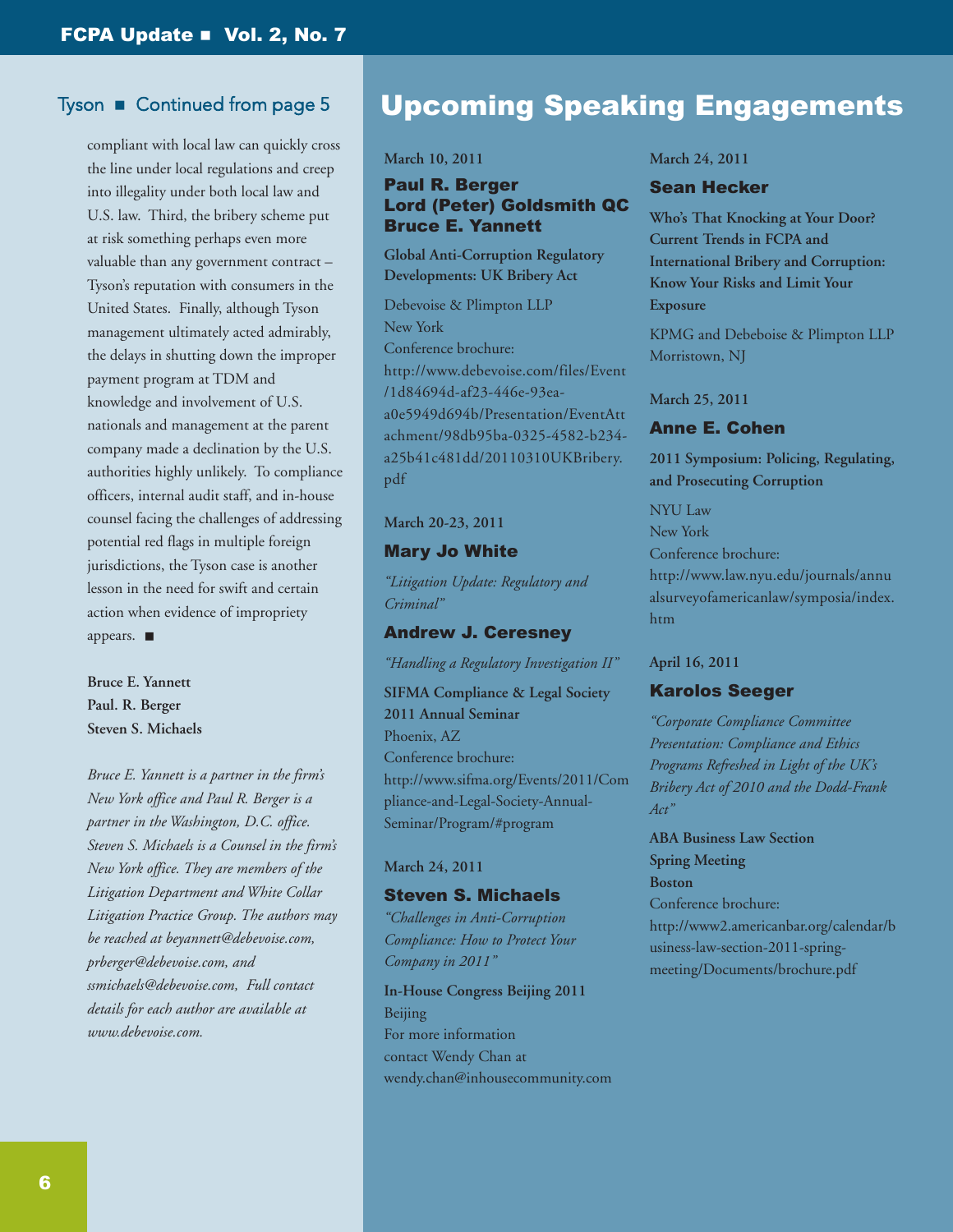Tyson ■ Continued from page 5

compliant with local law can quickly cross the line under local regulations and creep into illegality under both local law and U.S. law. Third, the bribery scheme put at risk something perhaps even more valuable than any government contract – Tyson's reputation with consumers in the United States. Finally, although Tyson management ultimately acted admirably, the delays in shutting down the improper payment program at TDM and knowledge and involvement of U.S. nationals and management at the parent company made a declination by the U.S. authorities highly unlikely. To compliance officers, internal audit staff, and in-house counsel facing the challenges of addressing potential red flags in multiple foreign jurisdictions, the Tyson case is another lesson in the need for swift and certain action when evidence of impropriety appears. ■

**Bruce E. Yannett**
**Paul. R. Berger**
**Steven S. Michaels**

*Bruce E. Yannett is a partner in the firm's New York office and Paul R. Berger is a partner in the Washington, D.C. office. Steven S. Michaels is a Counsel in the firm's New York office. They are members of the Litigation Department and White Collar Litigation Practice Group. The authors may be reached at beyannett@debevoise.com, prberger@debevoise.com, and ssmichaels@debevoise.com, Full contact details for each author are available at www.debevoise.com.*

# Upcoming Speaking Engagements

**March 10, 2011**

### Paul R. Berger
### Lord (Peter) Goldsmith QC
### Bruce E. Yannett

**Global Anti-Corruption Regulatory Developments: UK Bribery Act**

Debevoise & Plimpton LLP
New York
Conference brochure:
http://www.debevoise.com/files/Event/1d84694d-af23-446e-93ea-a0e5949d694b/Presentation/EventAttachment/98db95ba-0325-4582-b234-a25b41c481dd/20110310UKBribery.pdf

**March 20-23, 2011**

### Mary Jo White

*"Litigation Update: Regulatory and Criminal"*

### Andrew J. Ceresney

*"Handling a Regulatory Investigation II"*

**SIFMA Compliance & Legal Society 2011 Annual Seminar**
Phoenix, AZ
Conference brochure:
http://www.sifma.org/Events/2011/Compliance-and-Legal-Society-Annual-Seminar/Program/#program

**March 24, 2011**

### Steven S. Michaels

*"Challenges in Anti-Corruption Compliance: How to Protect Your Company in 2011"*

**In-House Congress Beijing 2011**
Beijing
For more information
contact Wendy Chan at
wendy.chan@inhousecommunity.com

**March 24, 2011**

### Sean Hecker

**Who's That Knocking at Your Door? Current Trends in FCPA and International Bribery and Corruption: Know Your Risks and Limit Your Exposure**

KPMG and Debeboise & Plimpton LLP
Morristown, NJ

**March 25, 2011**

### Anne E. Cohen

**2011 Symposium: Policing, Regulating, and Prosecuting Corruption**

NYU Law
New York
Conference brochure:
http://www.law.nyu.edu/journals/annualsurveyofamericanlaw/symposia/index.htm

**April 16, 2011**

### Karolos Seeger

*"Corporate Compliance Committee Presentation: Compliance and Ethics Programs Refreshed in Light of the UK's Bribery Act of 2010 and the Dodd-Frank Act"*

**ABA Business Law Section**
**Spring Meeting**
**Boston**
Conference brochure:
http://www2.americanbar.org/calendar/business-law-section-2011-spring-meeting/Documents/brochure.pdf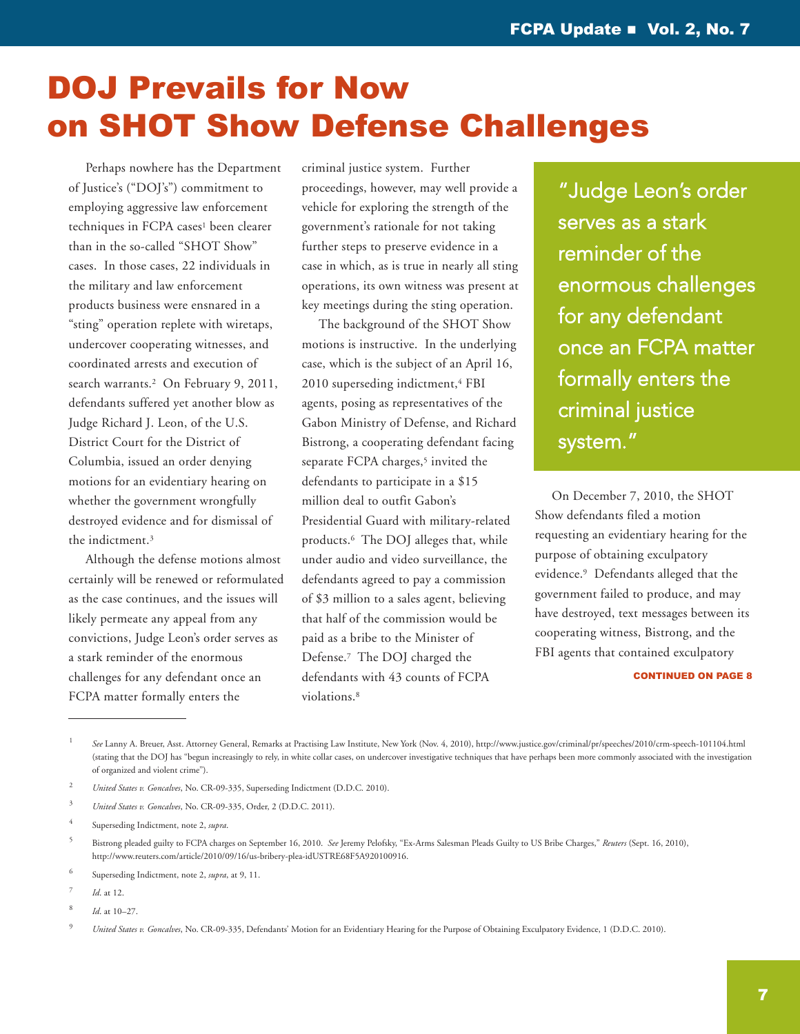# DOJ Prevails for Now on SHOT Show Defense Challenges

Perhaps nowhere has the Department of Justice's ("DOJ's") commitment to employing aggressive law enforcement techniques in FCPA cases[1] been clearer than in the so-called "SHOT Show" cases. In those cases, 22 individuals in the military and law enforcement products business were ensnared in a "sting" operation replete with wiretaps, undercover cooperating witnesses, and coordinated arrests and execution of search warrants.[2] On February 9, 2011, defendants suffered yet another blow as Judge Richard J. Leon, of the U.S. District Court for the District of Columbia, issued an order denying motions for an evidentiary hearing on whether the government wrongfully destroyed evidence and for dismissal of the indictment.[3]

Although the defense motions almost certainly will be renewed or reformulated as the case continues, and the issues will likely permeate any appeal from any convictions, Judge Leon's order serves as a stark reminder of the enormous challenges for any defendant once an FCPA matter formally enters the criminal justice system. Further proceedings, however, may well provide a vehicle for exploring the strength of the government's rationale for not taking further steps to preserve evidence in a case in which, as is true in nearly all sting operations, its own witness was present at key meetings during the sting operation.

The background of the SHOT Show motions is instructive. In the underlying case, which is the subject of an April 16, 2010 superseding indictment,[4] FBI agents, posing as representatives of the Gabon Ministry of Defense, and Richard Bistrong, a cooperating defendant facing separate FCPA charges,[5] invited the defendants to participate in a $15 million deal to outfit Gabon's Presidential Guard with military-related products.[6] The DOJ alleges that, while under audio and video surveillance, the defendants agreed to pay a commission of $3 million to a sales agent, believing that half of the commission would be paid as a bribe to the Minister of Defense.[7] The DOJ charged the defendants with 43 counts of FCPA violations.[8]

> "Judge Leon's order serves as a stark reminder of the enormous challenges for any defendant once an FCPA matter formally enters the criminal justice system."

On December 7, 2010, the SHOT Show defendants filed a motion requesting an evidentiary hearing for the purpose of obtaining exculpatory evidence.[9] Defendants alleged that the government failed to produce, and may have destroyed, text messages between its cooperating witness, Bistrong, and the FBI agents that contained exculpatory

**CONTINUED ON PAGE 8**

---

1. *See* Lanny A. Breuer, Asst. Attorney General, Remarks at Practising Law Institute, New York (Nov. 4, 2010), http://www.justice.gov/criminal/pr/speeches/2010/crm-speech-101104.html (stating that the DOJ has "begun increasingly to rely, in white collar cases, on undercover investigative techniques that have perhaps been more commonly associated with the investigation of organized and violent crime").
2. *United States v. Goncalves*, No. CR-09-335, Superseding Indictment (D.D.C. 2010).
3. *United States v. Goncalves*, No. CR-09-335, Order, 2 (D.D.C. 2011).
4. Superseding Indictment, note 2, *supra*.
5. Bistrong pleaded guilty to FCPA charges on September 16, 2010. *See* Jeremy Pelofsky, "Ex-Arms Salesman Pleads Guilty to US Bribe Charges," *Reuters* (Sept. 16, 2010), http://www.reuters.com/article/2010/09/16/us-bribery-plea-idUSTRE68F5A920100916.
6. Superseding Indictment, note 2, *supra*, at 9, 11.
7. *Id*. at 12.
8. *Id*. at 10–27.
9. *United States v. Goncalves,* No. CR-09-335, Defendants' Motion for an Evidentiary Hearing for the Purpose of Obtaining Exculpatory Evidence, 1 (D.D.C. 2010).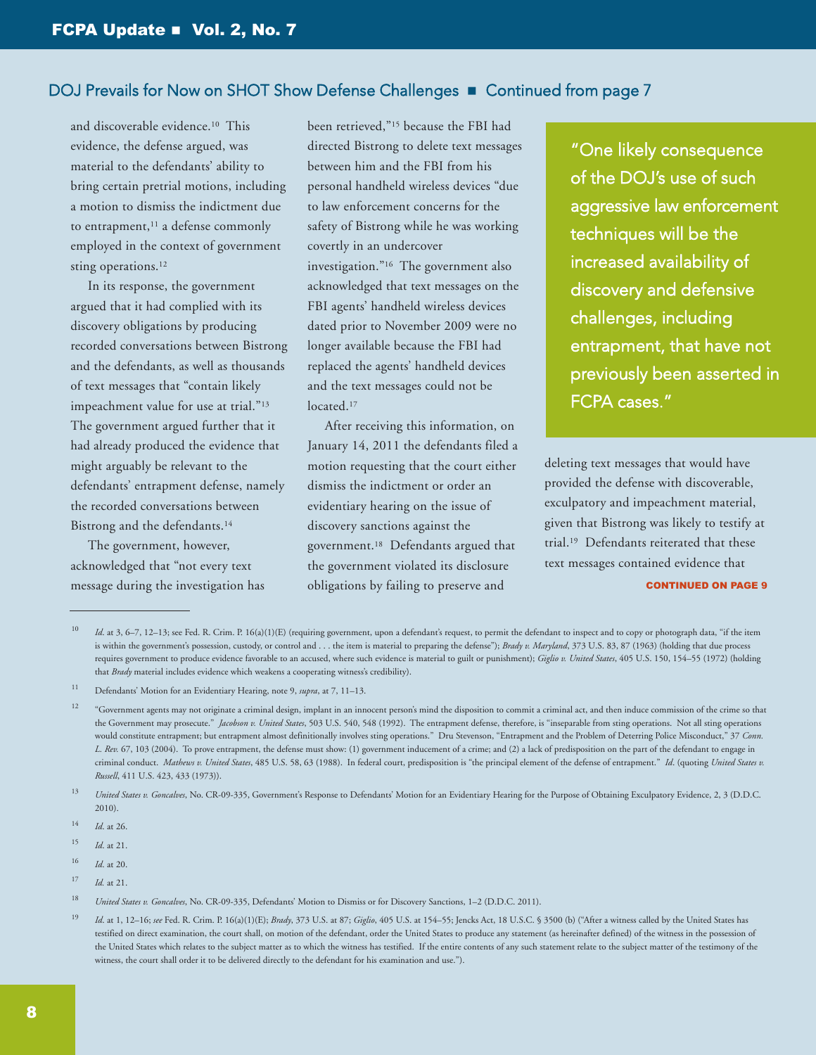## DOJ Prevails for Now on SHOT Show Defense Challenges ■ Continued from page 7

and discoverable evidence.[10] This evidence, the defense argued, was material to the defendants' ability to bring certain pretrial motions, including a motion to dismiss the indictment due to entrapment,[11] a defense commonly employed in the context of government sting operations.[12]

In its response, the government argued that it had complied with its discovery obligations by producing recorded conversations between Bistrong and the defendants, as well as thousands of text messages that "contain likely impeachment value for use at trial."[13] The government argued further that it had already produced the evidence that might arguably be relevant to the defendants' entrapment defense, namely the recorded conversations between Bistrong and the defendants.[14]

The government, however, acknowledged that "not every text message during the investigation has been retrieved,"[15] because the FBI had directed Bistrong to delete text messages between him and the FBI from his personal handheld wireless devices "due to law enforcement concerns for the safety of Bistrong while he was working covertly in an undercover investigation."[16] The government also acknowledged that text messages on the FBI agents' handheld wireless devices dated prior to November 2009 were no longer available because the FBI had replaced the agents' handheld devices and the text messages could not be located.[17]

After receiving this information, on January 14, 2011 the defendants filed a motion requesting that the court either dismiss the indictment or order an evidentiary hearing on the issue of discovery sanctions against the government.[18] Defendants argued that the government violated its disclosure obligations by failing to preserve and deleting text messages that would have provided the defense with discoverable, exculpatory and impeachment material, given that Bistrong was likely to testify at trial.[19] Defendants reiterated that these text messages contained evidence that

> "One likely consequence of the DOJ's use of such aggressive law enforcement techniques will be the increased availability of discovery and defensive challenges, including entrapment, that have not previously been asserted in FCPA cases."

**CONTINUED ON PAGE 9**

---

[10] *Id.* at 3, 6–7, 12–13; see Fed. R. Crim. P. 16(a)(1)(E) (requiring government, upon a defendant's request, to permit the defendant to inspect and to copy or photograph data, "if the item is within the government's possession, custody, or control and . . . the item is material to preparing the defense"); *Brady v. Maryland*, 373 U.S. 83, 87 (1963) (holding that due process requires government to produce evidence favorable to an accused, where such evidence is material to guilt or punishment); *Giglio v. United States*, 405 U.S. 150, 154–55 (1972) (holding that *Brady* material includes evidence which weakens a cooperating witness's credibility).

[11] Defendants' Motion for an Evidentiary Hearing, note 9, *supra*, at 7, 11–13.

[12] "Government agents may not originate a criminal design, implant in an innocent person's mind the disposition to commit a criminal act, and then induce commission of the crime so that the Government may prosecute." *Jacobson v. United States*, 503 U.S. 540, 548 (1992). The entrapment defense, therefore, is "inseparable from sting operations. Not all sting operations would constitute entrapment; but entrapment almost definitionally involves sting operations." Dru Stevenson, "Entrapment and the Problem of Deterring Police Misconduct," 37 *Conn. L. Rev.* 67, 103 (2004). To prove entrapment, the defense must show: (1) government inducement of a crime; and (2) a lack of predisposition on the part of the defendant to engage in criminal conduct. *Mathews v. United States*, 485 U.S. 58, 63 (1988). In federal court, predisposition is "the principal element of the defense of entrapment." *Id*. (quoting *United States v. Russell*, 411 U.S. 423, 433 (1973)).

[13] *United States v. Goncalves*, No. CR-09-335, Government's Response to Defendants' Motion for an Evidentiary Hearing for the Purpose of Obtaining Exculpatory Evidence, 2, 3 (D.D.C. 2010).

[14] *Id.* at 26.

[15] *Id.* at 21.

[16] *Id.* at 20.

[17] *Id.* at 21.

[18] *United States v. Goncalves*, No. CR-09-335, Defendants' Motion to Dismiss or for Discovery Sanctions, 1–2 (D.D.C. 2011).

[19] *Id*. at 1, 12–16; *see* Fed. R. Crim. P. 16(a)(1)(E); *Brady*, 373 U.S. at 87; *Giglio*, 405 U.S. at 154–55; Jencks Act, 18 U.S.C. § 3500 (b) ("After a witness called by the United States has testified on direct examination, the court shall, on motion of the defendant, order the United States to produce any statement (as hereinafter defined) of the witness in the possession of the United States which relates to the subject matter as to which the witness has testified. If the entire contents of any such statement relate to the subject matter of the testimony of the witness, the court shall order it to be delivered directly to the defendant for his examination and use.").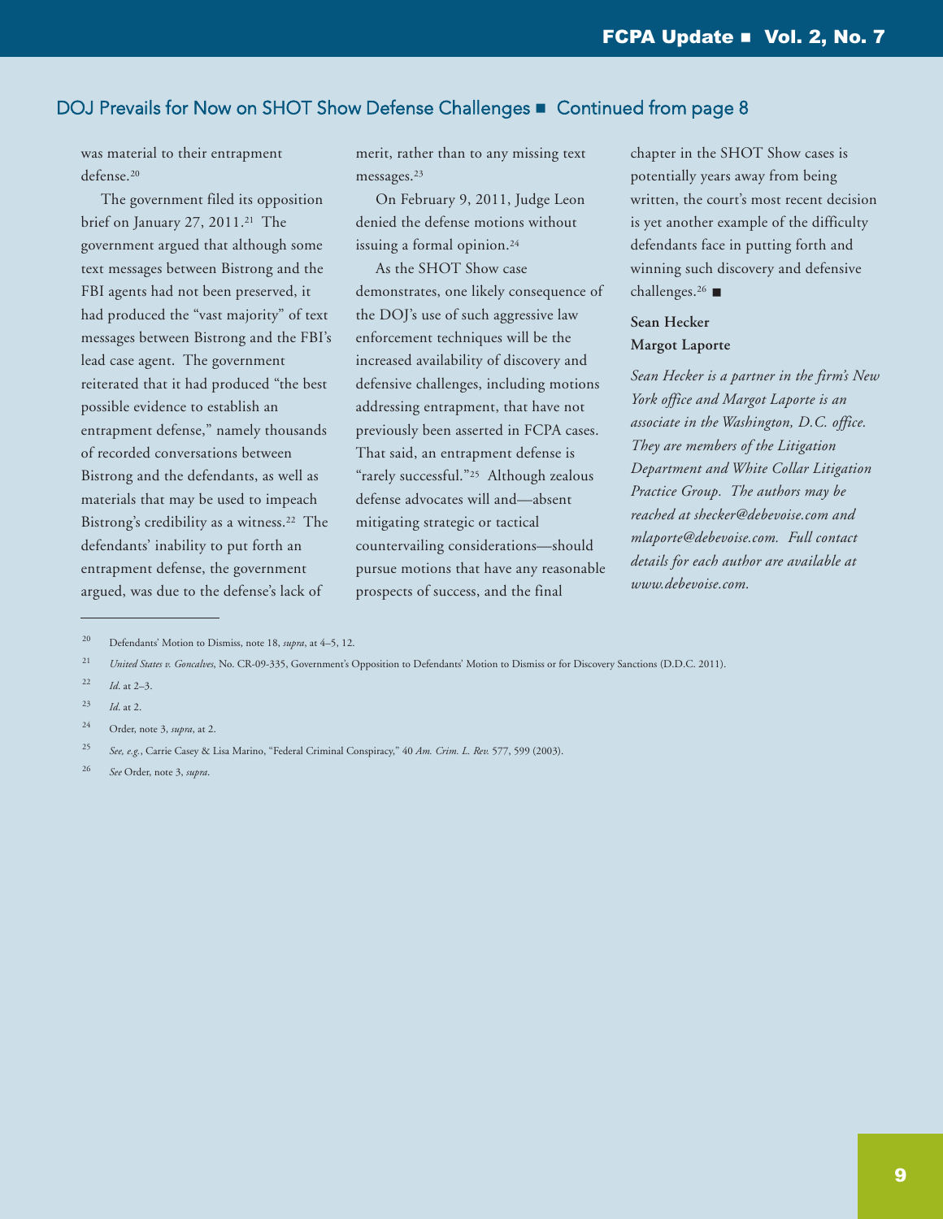## DOJ Prevails for Now on SHOT Show Defense Challenges ■ Continued from page 8

was material to their entrapment defense.[20]

The government filed its opposition brief on January 27, 2011.[21] The government argued that although some text messages between Bistrong and the FBI agents had not been preserved, it had produced the "vast majority" of text messages between Bistrong and the FBI's lead case agent. The government reiterated that it had produced "the best possible evidence to establish an entrapment defense," namely thousands of recorded conversations between Bistrong and the defendants, as well as materials that may be used to impeach Bistrong's credibility as a witness.[22] The defendants' inability to put forth an entrapment defense, the government argued, was due to the defense's lack of merit, rather than to any missing text messages.[23]

On February 9, 2011, Judge Leon denied the defense motions without issuing a formal opinion.[24]

As the SHOT Show case demonstrates, one likely consequence of the DOJ's use of such aggressive law enforcement techniques will be the increased availability of discovery and defensive challenges, including motions addressing entrapment, that have not previously been asserted in FCPA cases. That said, an entrapment defense is "rarely successful."[25] Although zealous defense advocates will and—absent mitigating strategic or tactical countervailing considerations—should pursue motions that have any reasonable prospects of success, and the final chapter in the SHOT Show cases is potentially years away from being written, the court's most recent decision is yet another example of the difficulty defendants face in putting forth and winning such discovery and defensive challenges.[26] ■

**Sean Hecker**
**Margot Laporte**

*Sean Hecker is a partner in the firm's New York office and Margot Laporte is an associate in the Washington, D.C. office. They are members of the Litigation Department and White Collar Litigation Practice Group. The authors may be reached at shecker@debevoise.com and mlaporte@debevoise.com. Full contact details for each author are available at www.debevoise.com.*

---

[20] Defendants' Motion to Dismiss, note 18, *supra*, at 4–5, 12.

[21] *United States v. Goncalves*, No. CR-09-335, Government's Opposition to Defendants' Motion to Dismiss or for Discovery Sanctions (D.D.C. 2011).

[22] *Id*. at 2–3.

[23] *Id*. at 2.

[24] Order, note 3, *supra*, at 2.

[25] *See, e.g.*, Carrie Casey & Lisa Marino, "Federal Criminal Conspiracy," 40 *Am. Crim. L. Rev.* 577, 599 (2003).

[26] *See* Order, note 3, *supra*.